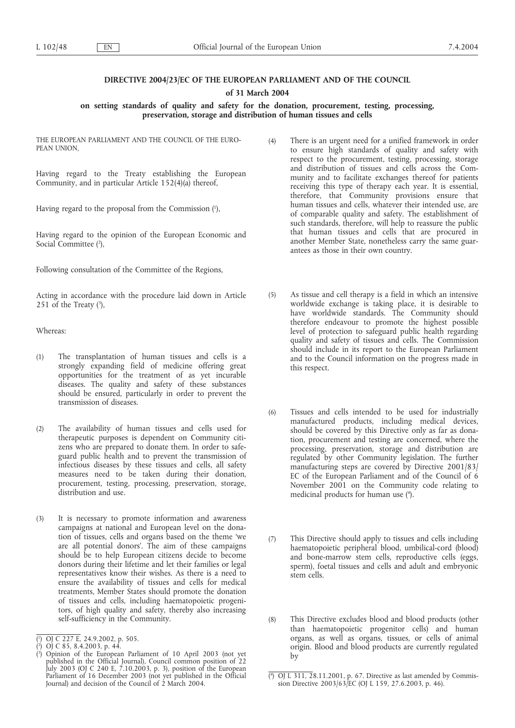# DIRECTIVE 2004/23/EC OF THE EUROPEAN PARLIAMENT AND OF THE COUNCIL

## of 31 March 2004

## on setting standards of quality and safety for the donation, procurement, testing, processing, preservation, storage and distribution of human tissues and cells

THE EUROPEAN PARLIAMENT AND THE COUNCIL OF THE EUROPEAN UNION,

Having regard to the Treaty establishing the European Community, and in particular Article 152(4)(a) thereof,

Having regard to the proposal from the Commission [1],

Having regard to the opinion of the European Economic and Social Committee [2],

Following consultation of the Committee of the Regions,

Acting in accordance with the procedure laid down in Article 251 of the Treaty [3],

Whereas:

(1) The transplantation of human tissues and cells is a strongly expanding field of medicine offering great opportunities for the treatment of as yet incurable diseases. The quality and safety of these substances should be ensured, particularly in order to prevent the transmission of diseases.

(2) The availability of human tissues and cells used for therapeutic purposes is dependent on Community citizens who are prepared to donate them. In order to safeguard public health and to prevent the transmission of infectious diseases by these tissues and cells, all safety measures need to be taken during their donation, procurement, testing, processing, preservation, storage, distribution and use.

(3) It is necessary to promote information and awareness campaigns at national and European level on the donation of tissues, cells and organs based on the theme 'we are all potential donors'. The aim of these campaigns should be to help European citizens decide to become donors during their lifetime and let their families or legal representatives know their wishes. As there is a need to ensure the availability of tissues and cells for medical treatments, Member States should promote the donation of tissues and cells, including haematopoietic progenitors, of high quality and safety, thereby also increasing self-sufficiency in the Community.

(4) There is an urgent need for a unified framework in order to ensure high standards of quality and safety with respect to the procurement, testing, processing, storage and distribution of tissues and cells across the Community and to facilitate exchanges thereof for patients receiving this type of therapy each year. It is essential, therefore, that Community provisions ensure that human tissues and cells, whatever their intended use, are of comparable quality and safety. The establishment of such standards, therefore, will help to reassure the public that human tissues and cells that are procured in another Member State, nonetheless carry the same guarantees as those in their own country.

(5) As tissue and cell therapy is a field in which an intensive worldwide exchange is taking place, it is desirable to have worldwide standards. The Community should therefore endeavour to promote the highest possible level of protection to safeguard public health regarding quality and safety of tissues and cells. The Commission should include in its report to the European Parliament and to the Council information on the progress made in this respect.

(6) Tissues and cells intended to be used for industrially manufactured products, including medical devices, should be covered by this Directive only as far as donation, procurement and testing are concerned, where the processing, preservation, storage and distribution are regulated by other Community legislation. The further manufacturing steps are covered by Directive 2001/83/EC of the European Parliament and of the Council of 6 November 2001 on the Community code relating to medicinal products for human use [4].

(7) This Directive should apply to tissues and cells including haematopoietic peripheral blood, umbilical-cord (blood) and bone-marrow stem cells, reproductive cells (eggs, sperm), foetal tissues and cells and adult and embryonic stem cells.

(8) This Directive excludes blood and blood products (other than haematopoietic progenitor cells) and human organs, as well as organs, tissues, or cells of animal origin. Blood and blood products are currently regulated by

---

[1] OJ C 227 E, 24.9.2002, p. 505.

[2] OJ C 85, 8.4.2003, p. 44.

[3] Opinion of the European Parliament of 10 April 2003 (not yet published in the Official Journal), Council common position of 22 July 2003 (OJ C 240 E, 7.10.2003, p. 3), position of the European Parliament of 16 December 2003 (not yet published in the Official Journal) and decision of the Council of 2 March 2004.

[4] OJ L 311, 28.11.2001, p. 67. Directive as last amended by Commission Directive 2003/63/EC (OJ L 159, 27.6.2003, p. 46).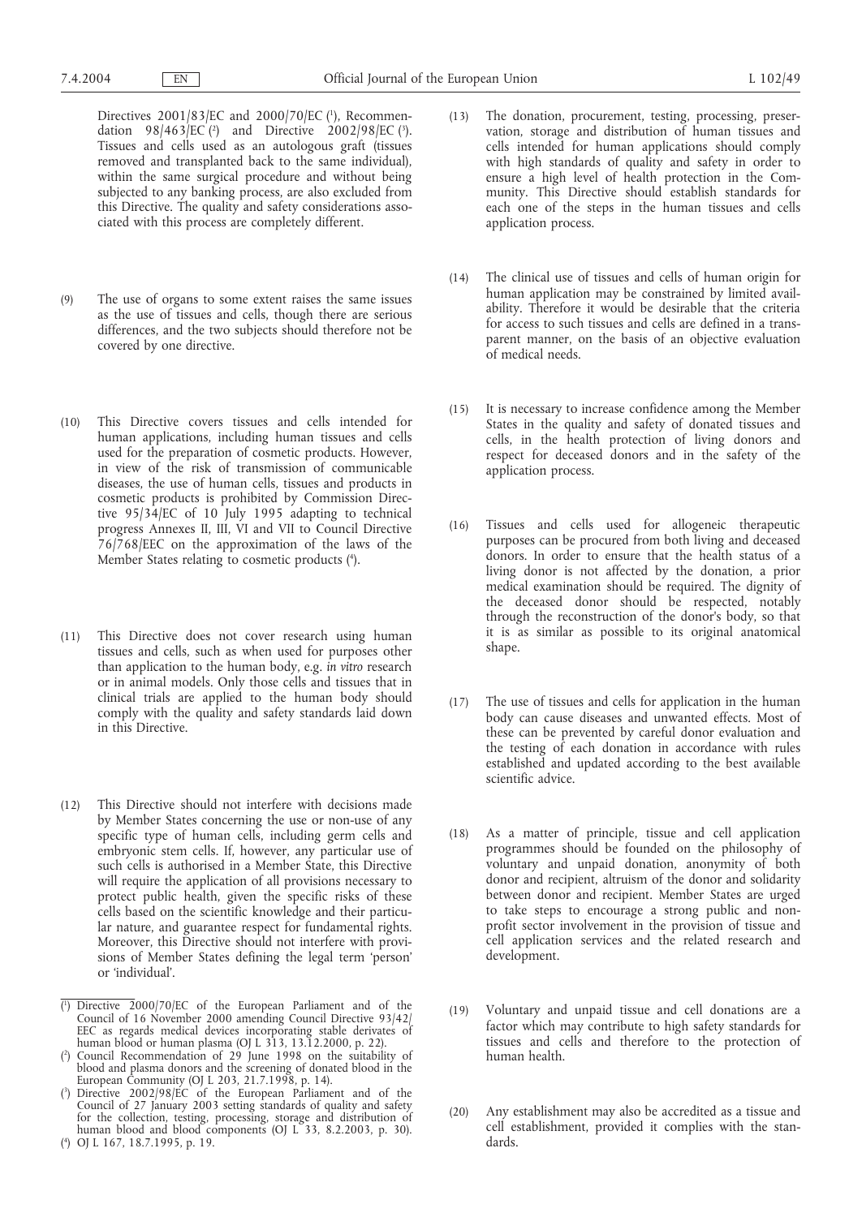Directives 2001/83/EC and 2000/70/EC [1], Recommendation 98/463/EC [2] and Directive 2002/98/EC [3]. Tissues and cells used as an autologous graft (tissues removed and transplanted back to the same individual), within the same surgical procedure and without being subjected to any banking process, are also excluded from this Directive. The quality and safety considerations associated with this process are completely different.

(9) The use of organs to some extent raises the same issues as the use of tissues and cells, though there are serious differences, and the two subjects should therefore not be covered by one directive.

(10) This Directive covers tissues and cells intended for human applications, including human tissues and cells used for the preparation of cosmetic products. However, in view of the risk of transmission of communicable diseases, the use of human cells, tissues and products in cosmetic products is prohibited by Commission Directive 95/34/EC of 10 July 1995 adapting to technical progress Annexes II, III, VI and VII to Council Directive 76/768/EEC on the approximation of the laws of the Member States relating to cosmetic products [4].

(11) This Directive does not cover research using human tissues and cells, such as when used for purposes other than application to the human body, e.g. *in vitro* research or in animal models. Only those cells and tissues that in clinical trials are applied to the human body should comply with the quality and safety standards laid down in this Directive.

(12) This Directive should not interfere with decisions made by Member States concerning the use or non-use of any specific type of human cells, including germ cells and embryonic stem cells. If, however, any particular use of such cells is authorised in a Member State, this Directive will require the application of all provisions necessary to protect public health, given the specific risks of these cells based on the scientific knowledge and their particular nature, and guarantee respect for fundamental rights. Moreover, this Directive should not interfere with provisions of Member States defining the legal term 'person' or 'individual'.

(13) The donation, procurement, testing, processing, preservation, storage and distribution of human tissues and cells intended for human applications should comply with high standards of quality and safety in order to ensure a high level of health protection in the Community. This Directive should establish standards for each one of the steps in the human tissues and cells application process.

(14) The clinical use of tissues and cells of human origin for human application may be constrained by limited availability. Therefore it would be desirable that the criteria for access to such tissues and cells are defined in a transparent manner, on the basis of an objective evaluation of medical needs.

(15) It is necessary to increase confidence among the Member States in the quality and safety of donated tissues and cells, in the health protection of living donors and respect for deceased donors and in the safety of the application process.

(16) Tissues and cells used for allogeneic therapeutic purposes can be procured from both living and deceased donors. In order to ensure that the health status of a living donor is not affected by the donation, a prior medical examination should be required. The dignity of the deceased donor should be respected, notably through the reconstruction of the donor's body, so that it is as similar as possible to its original anatomical shape.

(17) The use of tissues and cells for application in the human body can cause diseases and unwanted effects. Most of these can be prevented by careful donor evaluation and the testing of each donation in accordance with rules established and updated according to the best available scientific advice.

(18) As a matter of principle, tissue and cell application programmes should be founded on the philosophy of voluntary and unpaid donation, anonymity of both donor and recipient, altruism of the donor and solidarity between donor and recipient. Member States are urged to take steps to encourage a strong public and non-profit sector involvement in the provision of tissue and cell application services and the related research and development.

(19) Voluntary and unpaid tissue and cell donations are a factor which may contribute to high safety standards for tissues and cells and therefore to the protection of human health.

(20) Any establishment may also be accredited as a tissue and cell establishment, provided it complies with the standards.

---

[1] Directive 2000/70/EC of the European Parliament and of the Council of 16 November 2000 amending Council Directive 93/42/EEC as regards medical devices incorporating stable derivates of human blood or human plasma (OJ L 313, 13.12.2000, p. 22).

[2] Council Recommendation of 29 June 1998 on the suitability of blood and plasma donors and the screening of donated blood in the European Community (OJ L 203, 21.7.1998, p. 14).

[3] Directive 2002/98/EC of the European Parliament and of the Council of 27 January 2003 setting standards of quality and safety for the collection, testing, processing, storage and distribution of human blood and blood components (OJ L 33, 8.2.2003, p. 30).

[4] OJ L 167, 18.7.1995, p. 19.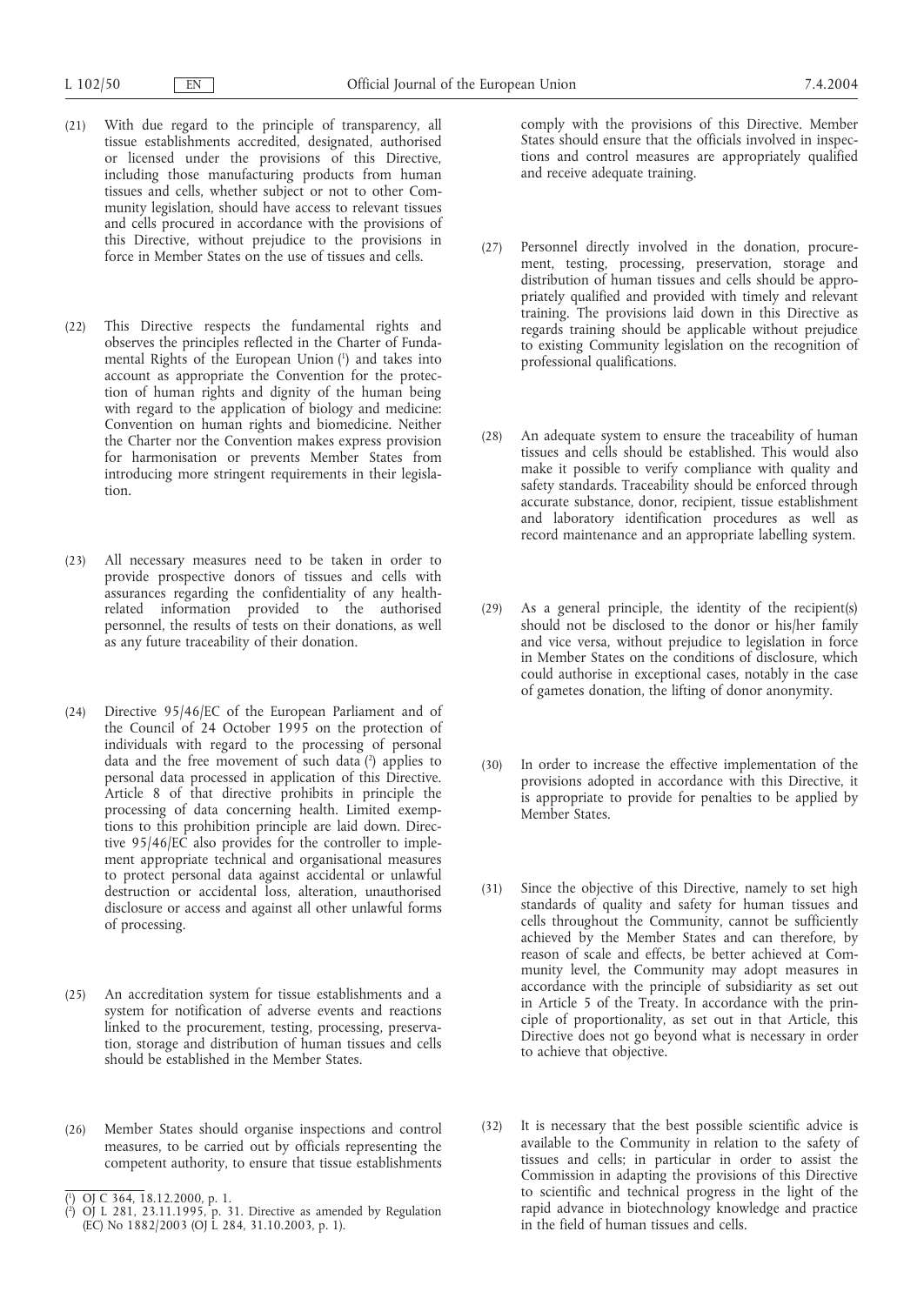(21) With due regard to the principle of transparency, all tissue establishments accredited, designated, authorised or licensed under the provisions of this Directive, including those manufacturing products from human tissues and cells, whether subject or not to other Community legislation, should have access to relevant tissues and cells procured in accordance with the provisions of this Directive, without prejudice to the provisions in force in Member States on the use of tissues and cells.

(22) This Directive respects the fundamental rights and observes the principles reflected in the Charter of Fundamental Rights of the European Union [1] and takes into account as appropriate the Convention for the protection of human rights and dignity of the human being with regard to the application of biology and medicine: Convention on human rights and biomedicine. Neither the Charter nor the Convention makes express provision for harmonisation or prevents Member States from introducing more stringent requirements in their legislation.

(23) All necessary measures need to be taken in order to provide prospective donors of tissues and cells with assurances regarding the confidentiality of any health-related information provided to the authorised personnel, the results of tests on their donations, as well as any future traceability of their donation.

(24) Directive 95/46/EC of the European Parliament and of the Council of 24 October 1995 on the protection of individuals with regard to the processing of personal data and the free movement of such data [2] applies to personal data processed in application of this Directive. Article 8 of that directive prohibits in principle the processing of data concerning health. Limited exemptions to this prohibition principle are laid down. Directive 95/46/EC also provides for the controller to implement appropriate technical and organisational measures to protect personal data against accidental or unlawful destruction or accidental loss, alteration, unauthorised disclosure or access and against all other unlawful forms of processing.

(25) An accreditation system for tissue establishments and a system for notification of adverse events and reactions linked to the procurement, testing, processing, preservation, storage and distribution of human tissues and cells should be established in the Member States.

(26) Member States should organise inspections and control measures, to be carried out by officials representing the competent authority, to ensure that tissue establishments comply with the provisions of this Directive. Member States should ensure that the officials involved in inspections and control measures are appropriately qualified and receive adequate training.

(27) Personnel directly involved in the donation, procurement, testing, processing, preservation, storage and distribution of human tissues and cells should be appropriately qualified and provided with timely and relevant training. The provisions laid down in this Directive as regards training should be applicable without prejudice to existing Community legislation on the recognition of professional qualifications.

(28) An adequate system to ensure the traceability of human tissues and cells should be established. This would also make it possible to verify compliance with quality and safety standards. Traceability should be enforced through accurate substance, donor, recipient, tissue establishment and laboratory identification procedures as well as record maintenance and an appropriate labelling system.

(29) As a general principle, the identity of the recipient(s) should not be disclosed to the donor or his/her family and vice versa, without prejudice to legislation in force in Member States on the conditions of disclosure, which could authorise in exceptional cases, notably in the case of gametes donation, the lifting of donor anonymity.

(30) In order to increase the effective implementation of the provisions adopted in accordance with this Directive, it is appropriate to provide for penalties to be applied by Member States.

(31) Since the objective of this Directive, namely to set high standards of quality and safety for human tissues and cells throughout the Community, cannot be sufficiently achieved by the Member States and can therefore, by reason of scale and effects, be better achieved at Community level, the Community may adopt measures in accordance with the principle of subsidiarity as set out in Article 5 of the Treaty. In accordance with the principle of proportionality, as set out in that Article, this Directive does not go beyond what is necessary in order to achieve that objective.

(32) It is necessary that the best possible scientific advice is available to the Community in relation to the safety of tissues and cells; in particular in order to assist the Commission in adapting the provisions of this Directive to scientific and technical progress in the light of the rapid advance in biotechnology knowledge and practice in the field of human tissues and cells.

---

[1] OJ C 364, 18.12.2000, p. 1.

[2] OJ L 281, 23.11.1995, p. 31. Directive as amended by Regulation (EC) No 1882/2003 (OJ L 284, 31.10.2003, p. 1).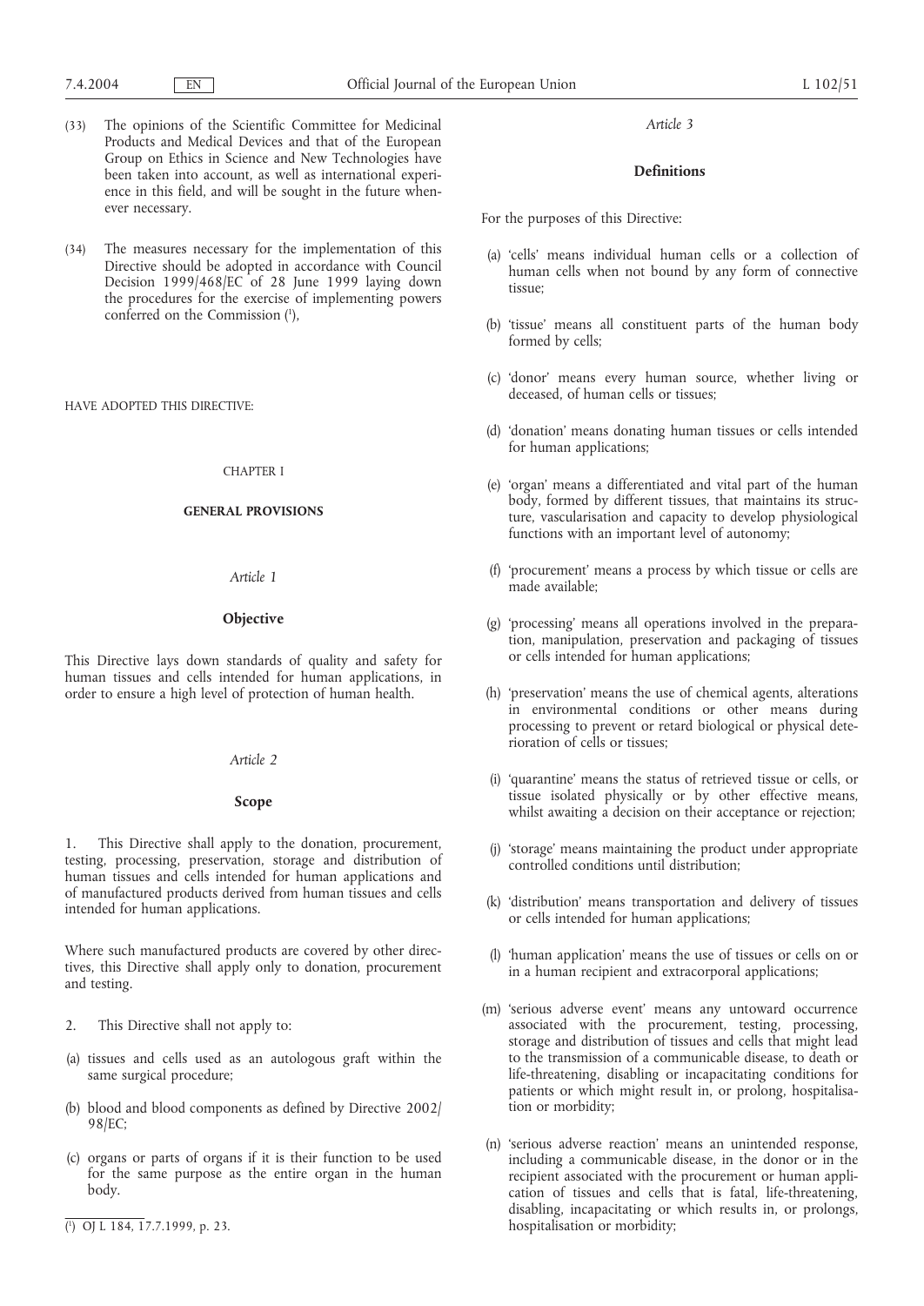(33) The opinions of the Scientific Committee for Medicinal Products and Medical Devices and that of the European Group on Ethics in Science and New Technologies have been taken into account, as well as international experience in this field, and will be sought in the future whenever necessary.

(34) The measures necessary for the implementation of this Directive should be adopted in accordance with Council Decision 1999/468/EC of 28 June 1999 laying down the procedures for the exercise of implementing powers conferred on the Commission [1],

HAVE ADOPTED THIS DIRECTIVE:

CHAPTER I

**GENERAL PROVISIONS**

*Article 1*

**Objective**

This Directive lays down standards of quality and safety for human tissues and cells intended for human applications, in order to ensure a high level of protection of human health.

*Article 2*

**Scope**

1. This Directive shall apply to the donation, procurement, testing, processing, preservation, storage and distribution of human tissues and cells intended for human applications and of manufactured products derived from human tissues and cells intended for human applications.

Where such manufactured products are covered by other directives, this Directive shall apply only to donation, procurement and testing.

2. This Directive shall not apply to:

(a) tissues and cells used as an autologous graft within the same surgical procedure;

(b) blood and blood components as defined by Directive 2002/98/EC;

(c) organs or parts of organs if it is their function to be used for the same purpose as the entire organ in the human body.

[1] OJ L 184, 17.7.1999, p. 23.

*Article 3*

**Definitions**

For the purposes of this Directive:

(a) 'cells' means individual human cells or a collection of human cells when not bound by any form of connective tissue;

(b) 'tissue' means all constituent parts of the human body formed by cells;

(c) 'donor' means every human source, whether living or deceased, of human cells or tissues;

(d) 'donation' means donating human tissues or cells intended for human applications;

(e) 'organ' means a differentiated and vital part of the human body, formed by different tissues, that maintains its structure, vascularisation and capacity to develop physiological functions with an important level of autonomy;

(f) 'procurement' means a process by which tissue or cells are made available;

(g) 'processing' means all operations involved in the preparation, manipulation, preservation and packaging of tissues or cells intended for human applications;

(h) 'preservation' means the use of chemical agents, alterations in environmental conditions or other means during processing to prevent or retard biological or physical deterioration of cells or tissues;

(i) 'quarantine' means the status of retrieved tissue or cells, or tissue isolated physically or by other effective means, whilst awaiting a decision on their acceptance or rejection;

(j) 'storage' means maintaining the product under appropriate controlled conditions until distribution;

(k) 'distribution' means transportation and delivery of tissues or cells intended for human applications;

(l) 'human application' means the use of tissues or cells on or in a human recipient and extracorporal applications;

(m) 'serious adverse event' means any untoward occurrence associated with the procurement, testing, processing, storage and distribution of tissues and cells that might lead to the transmission of a communicable disease, to death or life-threatening, disabling or incapacitating conditions for patients or which might result in, or prolong, hospitalisation or morbidity;

(n) 'serious adverse reaction' means an unintended response, including a communicable disease, in the donor or in the recipient associated with the procurement or human application of tissues and cells that is fatal, life-threatening, disabling, incapacitating or which results in, or prolongs, hospitalisation or morbidity;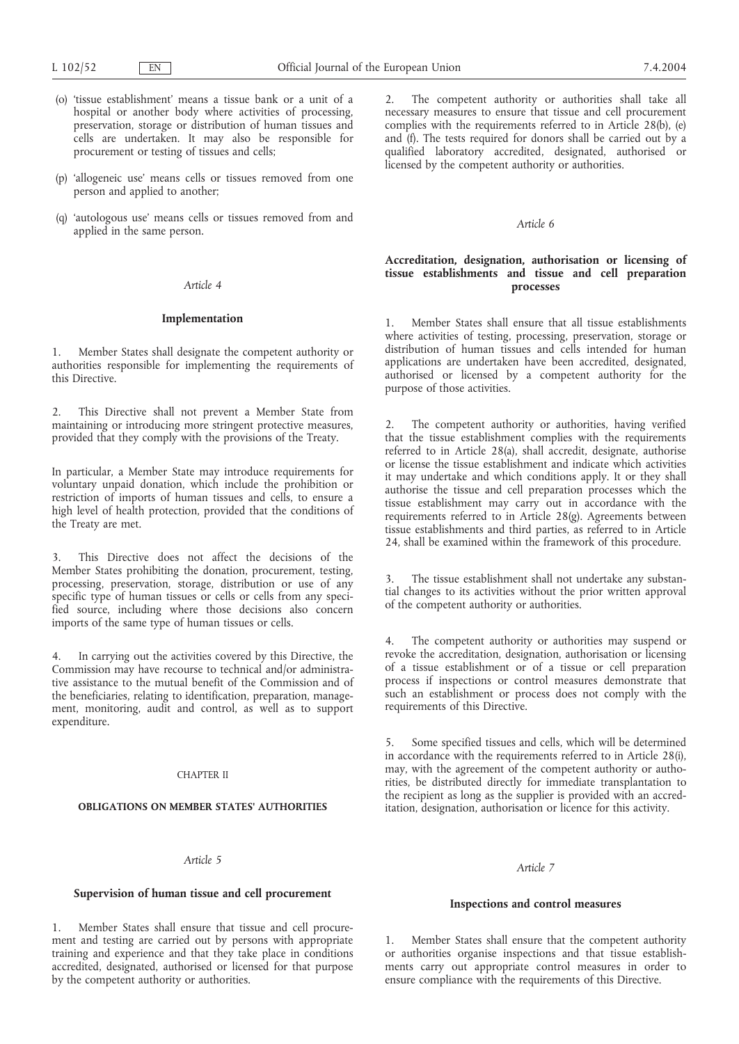(o) 'tissue establishment' means a tissue bank or a unit of a hospital or another body where activities of processing, preservation, storage or distribution of human tissues and cells are undertaken. It may also be responsible for procurement or testing of tissues and cells;

(p) 'allogeneic use' means cells or tissues removed from one person and applied to another;

(q) 'autologous use' means cells or tissues removed from and applied in the same person.

*Article 4*

**Implementation**

1. Member States shall designate the competent authority or authorities responsible for implementing the requirements of this Directive.

2. This Directive shall not prevent a Member State from maintaining or introducing more stringent protective measures, provided that they comply with the provisions of the Treaty.

In particular, a Member State may introduce requirements for voluntary unpaid donation, which include the prohibition or restriction of imports of human tissues and cells, to ensure a high level of health protection, provided that the conditions of the Treaty are met.

3. This Directive does not affect the decisions of the Member States prohibiting the donation, procurement, testing, processing, preservation, storage, distribution or use of any specific type of human tissues or cells or cells from any specified source, including where those decisions also concern imports of the same type of human tissues or cells.

4. In carrying out the activities covered by this Directive, the Commission may have recourse to technical and/or administrative assistance to the mutual benefit of the Commission and of the beneficiaries, relating to identification, preparation, management, monitoring, audit and control, as well as to support expenditure.

CHAPTER II

**OBLIGATIONS ON MEMBER STATES' AUTHORITIES**

*Article 5*

**Supervision of human tissue and cell procurement**

1. Member States shall ensure that tissue and cell procurement and testing are carried out by persons with appropriate training and experience and that they take place in conditions accredited, designated, authorised or licensed for that purpose by the competent authority or authorities.

2. The competent authority or authorities shall take all necessary measures to ensure that tissue and cell procurement complies with the requirements referred to in Article 28(b), (e) and (f). The tests required for donors shall be carried out by a qualified laboratory accredited, designated, authorised or licensed by the competent authority or authorities.

*Article 6*

**Accreditation, designation, authorisation or licensing of tissue establishments and tissue and cell preparation processes**

1. Member States shall ensure that all tissue establishments where activities of testing, processing, preservation, storage or distribution of human tissues and cells intended for human applications are undertaken have been accredited, designated, authorised or licensed by a competent authority for the purpose of those activities.

2. The competent authority or authorities, having verified that the tissue establishment complies with the requirements referred to in Article 28(a), shall accredit, designate, authorise or license the tissue establishment and indicate which activities it may undertake and which conditions apply. It or they shall authorise the tissue and cell preparation processes which the tissue establishment may carry out in accordance with the requirements referred to in Article 28(g). Agreements between tissue establishments and third parties, as referred to in Article 24, shall be examined within the framework of this procedure.

3. The tissue establishment shall not undertake any substantial changes to its activities without the prior written approval of the competent authority or authorities.

4. The competent authority or authorities may suspend or revoke the accreditation, designation, authorisation or licensing of a tissue establishment or of a tissue or cell preparation process if inspections or control measures demonstrate that such an establishment or process does not comply with the requirements of this Directive.

5. Some specified tissues and cells, which will be determined in accordance with the requirements referred to in Article 28(i), may, with the agreement of the competent authority or authorities, be distributed directly for immediate transplantation to the recipient as long as the supplier is provided with an accreditation, designation, authorisation or licence for this activity.

*Article 7*

**Inspections and control measures**

1. Member States shall ensure that the competent authority or authorities organise inspections and that tissue establishments carry out appropriate control measures in order to ensure compliance with the requirements of this Directive.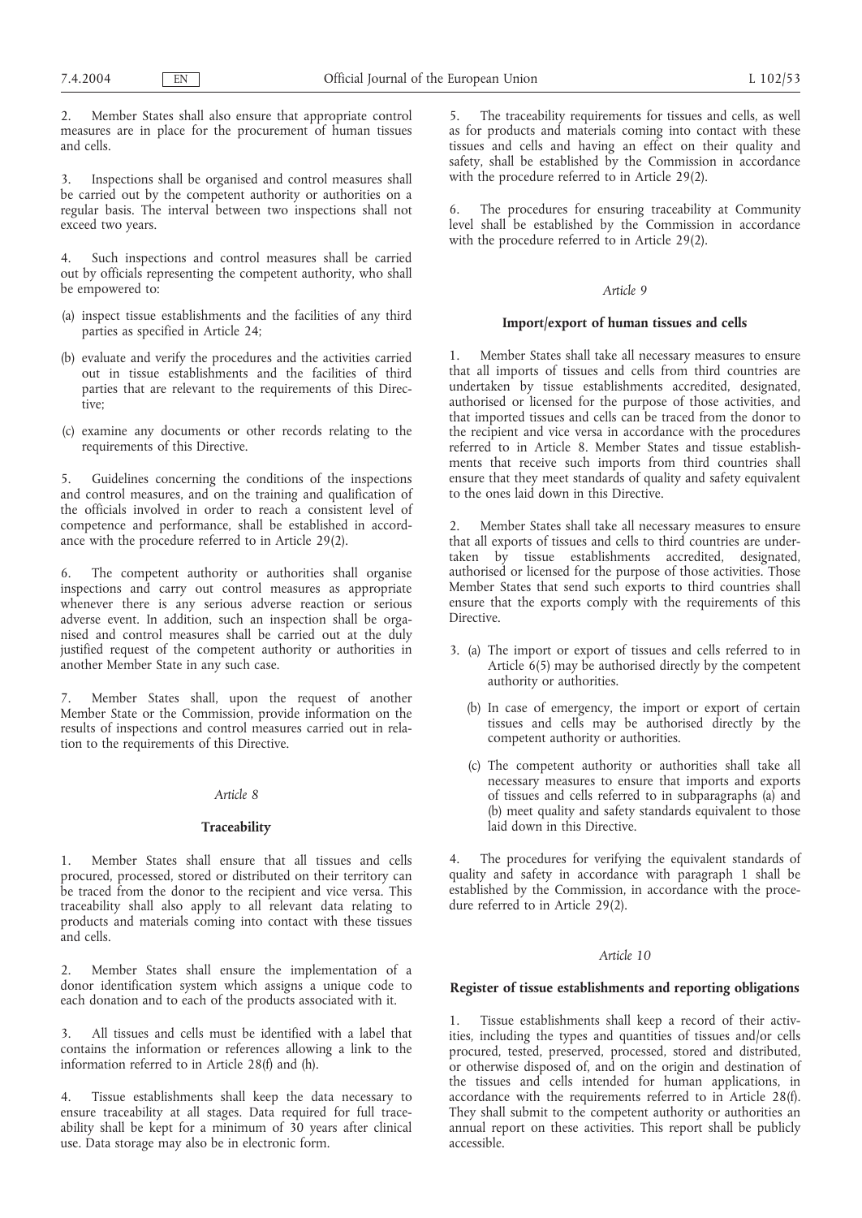2. Member States shall also ensure that appropriate control measures are in place for the procurement of human tissues and cells.

3. Inspections shall be organised and control measures shall be carried out by the competent authority or authorities on a regular basis. The interval between two inspections shall not exceed two years.

4. Such inspections and control measures shall be carried out by officials representing the competent authority, who shall be empowered to:

(a) inspect tissue establishments and the facilities of any third parties as specified in Article 24;

(b) evaluate and verify the procedures and the activities carried out in tissue establishments and the facilities of third parties that are relevant to the requirements of this Directive;

(c) examine any documents or other records relating to the requirements of this Directive.

5. Guidelines concerning the conditions of the inspections and control measures, and on the training and qualification of the officials involved in order to reach a consistent level of competence and performance, shall be established in accordance with the procedure referred to in Article 29(2).

6. The competent authority or authorities shall organise inspections and carry out control measures as appropriate whenever there is any serious adverse reaction or serious adverse event. In addition, such an inspection shall be organised and control measures shall be carried out at the duly justified request of the competent authority or authorities in another Member State in any such case.

7. Member States shall, upon the request of another Member State or the Commission, provide information on the results of inspections and control measures carried out in relation to the requirements of this Directive.

*Article 8*

**Traceability**

1. Member States shall ensure that all tissues and cells procured, processed, stored or distributed on their territory can be traced from the donor to the recipient and vice versa. This traceability shall also apply to all relevant data relating to products and materials coming into contact with these tissues and cells.

2. Member States shall ensure the implementation of a donor identification system which assigns a unique code to each donation and to each of the products associated with it.

3. All tissues and cells must be identified with a label that contains the information or references allowing a link to the information referred to in Article 28(f) and (h).

4. Tissue establishments shall keep the data necessary to ensure traceability at all stages. Data required for full traceability shall be kept for a minimum of 30 years after clinical use. Data storage may also be in electronic form.

5. The traceability requirements for tissues and cells, as well as for products and materials coming into contact with these tissues and cells and having an effect on their quality and safety, shall be established by the Commission in accordance with the procedure referred to in Article 29(2).

6. The procedures for ensuring traceability at Community level shall be established by the Commission in accordance with the procedure referred to in Article 29(2).

*Article 9*

**Import/export of human tissues and cells**

1. Member States shall take all necessary measures to ensure that all imports of tissues and cells from third countries are undertaken by tissue establishments accredited, designated, authorised or licensed for the purpose of those activities, and that imported tissues and cells can be traced from the donor to the recipient and vice versa in accordance with the procedures referred to in Article 8. Member States and tissue establishments that receive such imports from third countries shall ensure that they meet standards of quality and safety equivalent to the ones laid down in this Directive.

2. Member States shall take all necessary measures to ensure that all exports of tissues and cells to third countries are undertaken by tissue establishments accredited, designated, authorised or licensed for the purpose of those activities. Those Member States that send such exports to third countries shall ensure that the exports comply with the requirements of this Directive.

3. (a) The import or export of tissues and cells referred to in Article 6(5) may be authorised directly by the competent authority or authorities.

(b) In case of emergency, the import or export of certain tissues and cells may be authorised directly by the competent authority or authorities.

(c) The competent authority or authorities shall take all necessary measures to ensure that imports and exports of tissues and cells referred to in subparagraphs (a) and (b) meet quality and safety standards equivalent to those laid down in this Directive.

4. The procedures for verifying the equivalent standards of quality and safety in accordance with paragraph 1 shall be established by the Commission, in accordance with the procedure referred to in Article 29(2).

*Article 10*

**Register of tissue establishments and reporting obligations**

1. Tissue establishments shall keep a record of their activities, including the types and quantities of tissues and/or cells procured, tested, preserved, processed, stored and distributed, or otherwise disposed of, and on the origin and destination of the tissues and cells intended for human applications, in accordance with the requirements referred to in Article 28(f). They shall submit to the competent authority or authorities an annual report on these activities. This report shall be publicly accessible.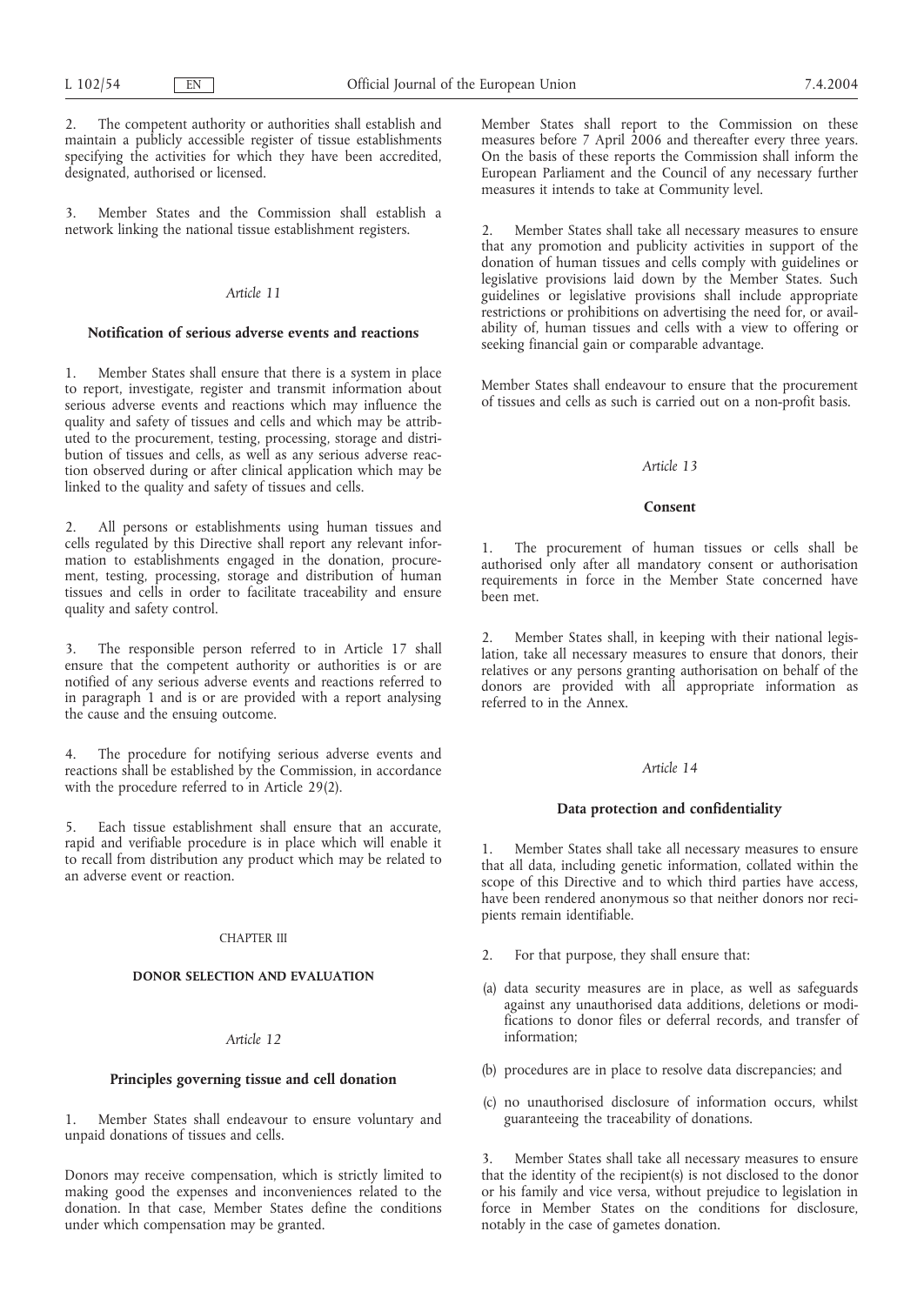2. The competent authority or authorities shall establish and maintain a publicly accessible register of tissue establishments specifying the activities for which they have been accredited, designated, authorised or licensed.

3. Member States and the Commission shall establish a network linking the national tissue establishment registers.

*Article 11*

**Notification of serious adverse events and reactions**

1. Member States shall ensure that there is a system in place to report, investigate, register and transmit information about serious adverse events and reactions which may influence the quality and safety of tissues and cells and which may be attributed to the procurement, testing, processing, storage and distribution of tissues and cells, as well as any serious adverse reaction observed during or after clinical application which may be linked to the quality and safety of tissues and cells.

2. All persons or establishments using human tissues and cells regulated by this Directive shall report any relevant information to establishments engaged in the donation, procurement, testing, processing, storage and distribution of human tissues and cells in order to facilitate traceability and ensure quality and safety control.

3. The responsible person referred to in Article 17 shall ensure that the competent authority or authorities is or are notified of any serious adverse events and reactions referred to in paragraph 1 and is or are provided with a report analysing the cause and the ensuing outcome.

4. The procedure for notifying serious adverse events and reactions shall be established by the Commission, in accordance with the procedure referred to in Article 29(2).

5. Each tissue establishment shall ensure that an accurate, rapid and verifiable procedure is in place which will enable it to recall from distribution any product which may be related to an adverse event or reaction.

CHAPTER III

**DONOR SELECTION AND EVALUATION**

*Article 12*

**Principles governing tissue and cell donation**

1. Member States shall endeavour to ensure voluntary and unpaid donations of tissues and cells.

Donors may receive compensation, which is strictly limited to making good the expenses and inconveniences related to the donation. In that case, Member States define the conditions under which compensation may be granted.

Member States shall report to the Commission on these measures before 7 April 2006 and thereafter every three years. On the basis of these reports the Commission shall inform the European Parliament and the Council of any necessary further measures it intends to take at Community level.

2. Member States shall take all necessary measures to ensure that any promotion and publicity activities in support of the donation of human tissues and cells comply with guidelines or legislative provisions laid down by the Member States. Such guidelines or legislative provisions shall include appropriate restrictions or prohibitions on advertising the need for, or availability of, human tissues and cells with a view to offering or seeking financial gain or comparable advantage.

Member States shall endeavour to ensure that the procurement of tissues and cells as such is carried out on a non-profit basis.

*Article 13*

**Consent**

1. The procurement of human tissues or cells shall be authorised only after all mandatory consent or authorisation requirements in force in the Member State concerned have been met.

2. Member States shall, in keeping with their national legislation, take all necessary measures to ensure that donors, their relatives or any persons granting authorisation on behalf of the donors are provided with all appropriate information as referred to in the Annex.

*Article 14*

**Data protection and confidentiality**

1. Member States shall take all necessary measures to ensure that all data, including genetic information, collated within the scope of this Directive and to which third parties have access, have been rendered anonymous so that neither donors nor recipients remain identifiable.

2. For that purpose, they shall ensure that:

(a) data security measures are in place, as well as safeguards against any unauthorised data additions, deletions or modifications to donor files or deferral records, and transfer of information;

(b) procedures are in place to resolve data discrepancies; and

(c) no unauthorised disclosure of information occurs, whilst guaranteeing the traceability of donations.

3. Member States shall take all necessary measures to ensure that the identity of the recipient(s) is not disclosed to the donor or his family and vice versa, without prejudice to legislation in force in Member States on the conditions for disclosure, notably in the case of gametes donation.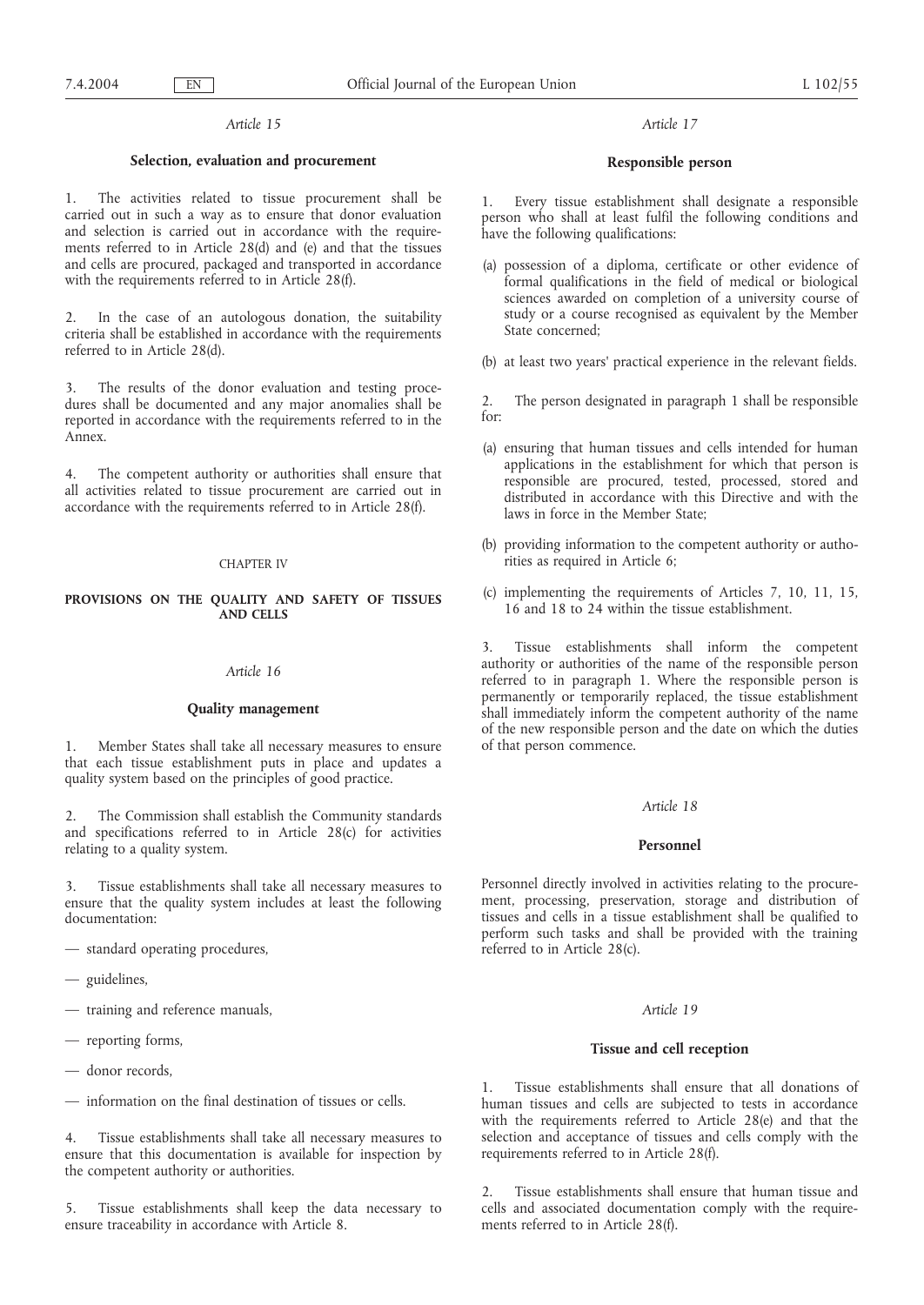*Article 15*

**Selection, evaluation and procurement**

1. The activities related to tissue procurement shall be carried out in such a way as to ensure that donor evaluation and selection is carried out in accordance with the requirements referred to in Article 28(d) and (e) and that the tissues and cells are procured, packaged and transported in accordance with the requirements referred to in Article 28(f).

2. In the case of an autologous donation, the suitability criteria shall be established in accordance with the requirements referred to in Article 28(d).

3. The results of the donor evaluation and testing procedures shall be documented and any major anomalies shall be reported in accordance with the requirements referred to in the Annex.

4. The competent authority or authorities shall ensure that all activities related to tissue procurement are carried out in accordance with the requirements referred to in Article 28(f).

CHAPTER IV

**PROVISIONS ON THE QUALITY AND SAFETY OF TISSUES AND CELLS**

*Article 16*

**Quality management**

1. Member States shall take all necessary measures to ensure that each tissue establishment puts in place and updates a quality system based on the principles of good practice.

2. The Commission shall establish the Community standards and specifications referred to in Article 28(c) for activities relating to a quality system.

3. Tissue establishments shall take all necessary measures to ensure that the quality system includes at least the following documentation:

— standard operating procedures,

— guidelines,

— training and reference manuals,

— reporting forms,

— donor records,

— information on the final destination of tissues or cells.

4. Tissue establishments shall take all necessary measures to ensure that this documentation is available for inspection by the competent authority or authorities.

5. Tissue establishments shall keep the data necessary to ensure traceability in accordance with Article 8.

*Article 17*

**Responsible person**

1. Every tissue establishment shall designate a responsible person who shall at least fulfil the following conditions and have the following qualifications:

(a) possession of a diploma, certificate or other evidence of formal qualifications in the field of medical or biological sciences awarded on completion of a university course of study or a course recognised as equivalent by the Member State concerned;

(b) at least two years' practical experience in the relevant fields.

2. The person designated in paragraph 1 shall be responsible for:

(a) ensuring that human tissues and cells intended for human applications in the establishment for which that person is responsible are procured, tested, processed, stored and distributed in accordance with this Directive and with the laws in force in the Member State;

(b) providing information to the competent authority or authorities as required in Article 6;

(c) implementing the requirements of Articles 7, 10, 11, 15, 16 and 18 to 24 within the tissue establishment.

3. Tissue establishments shall inform the competent authority or authorities of the name of the responsible person referred to in paragraph 1. Where the responsible person is permanently or temporarily replaced, the tissue establishment shall immediately inform the competent authority of the name of the new responsible person and the date on which the duties of that person commence.

*Article 18*

**Personnel**

Personnel directly involved in activities relating to the procurement, processing, preservation, storage and distribution of tissues and cells in a tissue establishment shall be qualified to perform such tasks and shall be provided with the training referred to in Article 28(c).

*Article 19*

**Tissue and cell reception**

1. Tissue establishments shall ensure that all donations of human tissues and cells are subjected to tests in accordance with the requirements referred to Article 28(e) and that the selection and acceptance of tissues and cells comply with the requirements referred to in Article 28(f).

2. Tissue establishments shall ensure that human tissue and cells and associated documentation comply with the requirements referred to in Article 28(f).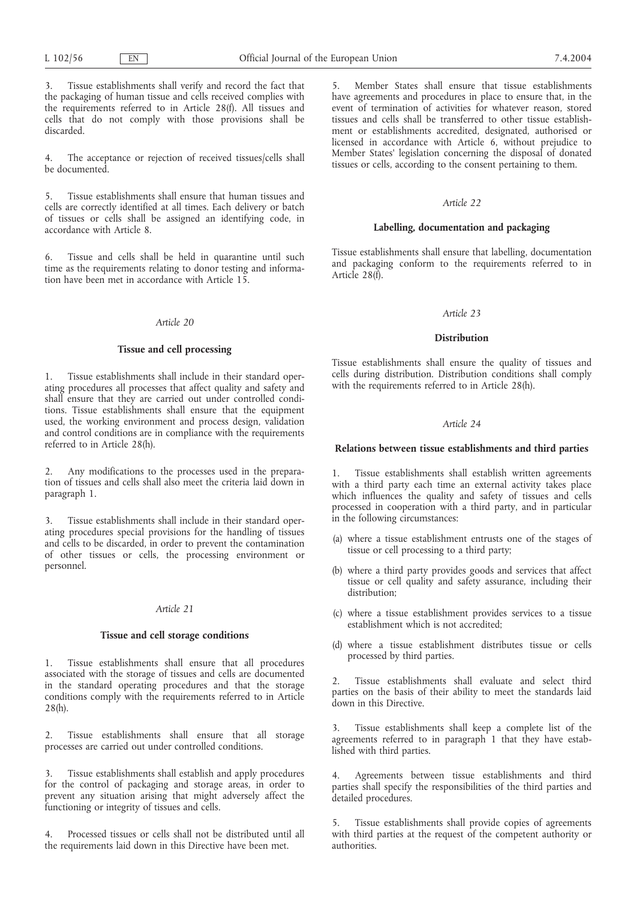3. Tissue establishments shall verify and record the fact that the packaging of human tissue and cells received complies with the requirements referred to in Article 28(f). All tissues and cells that do not comply with those provisions shall be discarded.

4. The acceptance or rejection of received tissues/cells shall be documented.

5. Tissue establishments shall ensure that human tissues and cells are correctly identified at all times. Each delivery or batch of tissues or cells shall be assigned an identifying code, in accordance with Article 8.

6. Tissue and cells shall be held in quarantine until such time as the requirements relating to donor testing and information have been met in accordance with Article 15.

*Article 20*

**Tissue and cell processing**

1. Tissue establishments shall include in their standard operating procedures all processes that affect quality and safety and shall ensure that they are carried out under controlled conditions. Tissue establishments shall ensure that the equipment used, the working environment and process design, validation and control conditions are in compliance with the requirements referred to in Article 28(h).

2. Any modifications to the processes used in the preparation of tissues and cells shall also meet the criteria laid down in paragraph 1.

3. Tissue establishments shall include in their standard operating procedures special provisions for the handling of tissues and cells to be discarded, in order to prevent the contamination of other tissues or cells, the processing environment or personnel.

*Article 21*

**Tissue and cell storage conditions**

1. Tissue establishments shall ensure that all procedures associated with the storage of tissues and cells are documented in the standard operating procedures and that the storage conditions comply with the requirements referred to in Article 28(h).

2. Tissue establishments shall ensure that all storage processes are carried out under controlled conditions.

3. Tissue establishments shall establish and apply procedures for the control of packaging and storage areas, in order to prevent any situation arising that might adversely affect the functioning or integrity of tissues and cells.

4. Processed tissues or cells shall not be distributed until all the requirements laid down in this Directive have been met.

5. Member States shall ensure that tissue establishments have agreements and procedures in place to ensure that, in the event of termination of activities for whatever reason, stored tissues and cells shall be transferred to other tissue establishment or establishments accredited, designated, authorised or licensed in accordance with Article 6, without prejudice to Member States' legislation concerning the disposal of donated tissues or cells, according to the consent pertaining to them.

*Article 22*

**Labelling, documentation and packaging**

Tissue establishments shall ensure that labelling, documentation and packaging conform to the requirements referred to in Article 28(f).

*Article 23*

**Distribution**

Tissue establishments shall ensure the quality of tissues and cells during distribution. Distribution conditions shall comply with the requirements referred to in Article 28(h).

*Article 24*

**Relations between tissue establishments and third parties**

1. Tissue establishments shall establish written agreements with a third party each time an external activity takes place which influences the quality and safety of tissues and cells processed in cooperation with a third party, and in particular in the following circumstances:

(a) where a tissue establishment entrusts one of the stages of tissue or cell processing to a third party;

(b) where a third party provides goods and services that affect tissue or cell quality and safety assurance, including their distribution;

(c) where a tissue establishment provides services to a tissue establishment which is not accredited;

(d) where a tissue establishment distributes tissue or cells processed by third parties.

2. Tissue establishments shall evaluate and select third parties on the basis of their ability to meet the standards laid down in this Directive.

3. Tissue establishments shall keep a complete list of the agreements referred to in paragraph 1 that they have established with third parties.

4. Agreements between tissue establishments and third parties shall specify the responsibilities of the third parties and detailed procedures.

5. Tissue establishments shall provide copies of agreements with third parties at the request of the competent authority or authorities.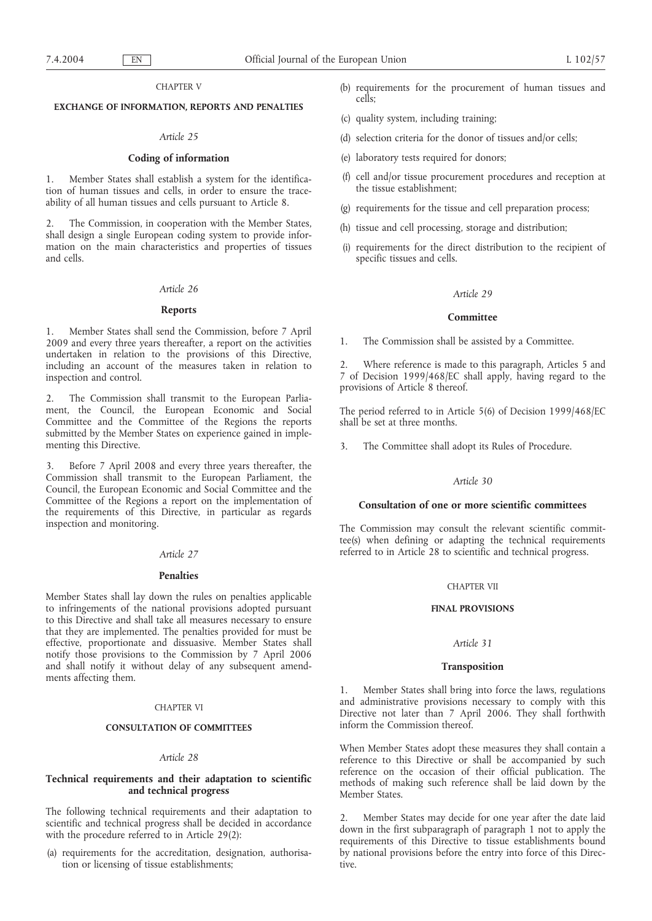CHAPTER V

## EXCHANGE OF INFORMATION, REPORTS AND PENALTIES

*Article 25*

### Coding of information

1. Member States shall establish a system for the identification of human tissues and cells, in order to ensure the traceability of all human tissues and cells pursuant to Article 8.

2. The Commission, in cooperation with the Member States, shall design a single European coding system to provide information on the main characteristics and properties of tissues and cells.

*Article 26*

### Reports

1. Member States shall send the Commission, before 7 April 2009 and every three years thereafter, a report on the activities undertaken in relation to the provisions of this Directive, including an account of the measures taken in relation to inspection and control.

2. The Commission shall transmit to the European Parliament, the Council, the European Economic and Social Committee and the Committee of the Regions the reports submitted by the Member States on experience gained in implementing this Directive.

3. Before 7 April 2008 and every three years thereafter, the Commission shall transmit to the European Parliament, the Council, the European Economic and Social Committee and the Committee of the Regions a report on the implementation of the requirements of this Directive, in particular as regards inspection and monitoring.

*Article 27*

### Penalties

Member States shall lay down the rules on penalties applicable to infringements of the national provisions adopted pursuant to this Directive and shall take all measures necessary to ensure that they are implemented. The penalties provided for must be effective, proportionate and dissuasive. Member States shall notify those provisions to the Commission by 7 April 2006 and shall notify it without delay of any subsequent amendments affecting them.

CHAPTER VI

## CONSULTATION OF COMMITTEES

*Article 28*

### Technical requirements and their adaptation to scientific and technical progress

The following technical requirements and their adaptation to scientific and technical progress shall be decided in accordance with the procedure referred to in Article 29(2):

(a) requirements for the accreditation, designation, authorisation or licensing of tissue establishments;

(b) requirements for the procurement of human tissues and cells;

(c) quality system, including training;

(d) selection criteria for the donor of tissues and/or cells;

(e) laboratory tests required for donors;

(f) cell and/or tissue procurement procedures and reception at the tissue establishment;

(g) requirements for the tissue and cell preparation process;

(h) tissue and cell processing, storage and distribution;

(i) requirements for the direct distribution to the recipient of specific tissues and cells.

*Article 29*

### Committee

1. The Commission shall be assisted by a Committee.

2. Where reference is made to this paragraph, Articles 5 and 7 of Decision 1999/468/EC shall apply, having regard to the provisions of Article 8 thereof.

The period referred to in Article 5(6) of Decision 1999/468/EC shall be set at three months.

3. The Committee shall adopt its Rules of Procedure.

*Article 30*

### Consultation of one or more scientific committees

The Commission may consult the relevant scientific committee(s) when defining or adapting the technical requirements referred to in Article 28 to scientific and technical progress.

CHAPTER VII

## FINAL PROVISIONS

*Article 31*

### Transposition

1. Member States shall bring into force the laws, regulations and administrative provisions necessary to comply with this Directive not later than 7 April 2006. They shall forthwith inform the Commission thereof.

When Member States adopt these measures they shall contain a reference to this Directive or shall be accompanied by such reference on the occasion of their official publication. The methods of making such reference shall be laid down by the Member States.

2. Member States may decide for one year after the date laid down in the first subparagraph of paragraph 1 not to apply the requirements of this Directive to tissue establishments bound by national provisions before the entry into force of this Directive.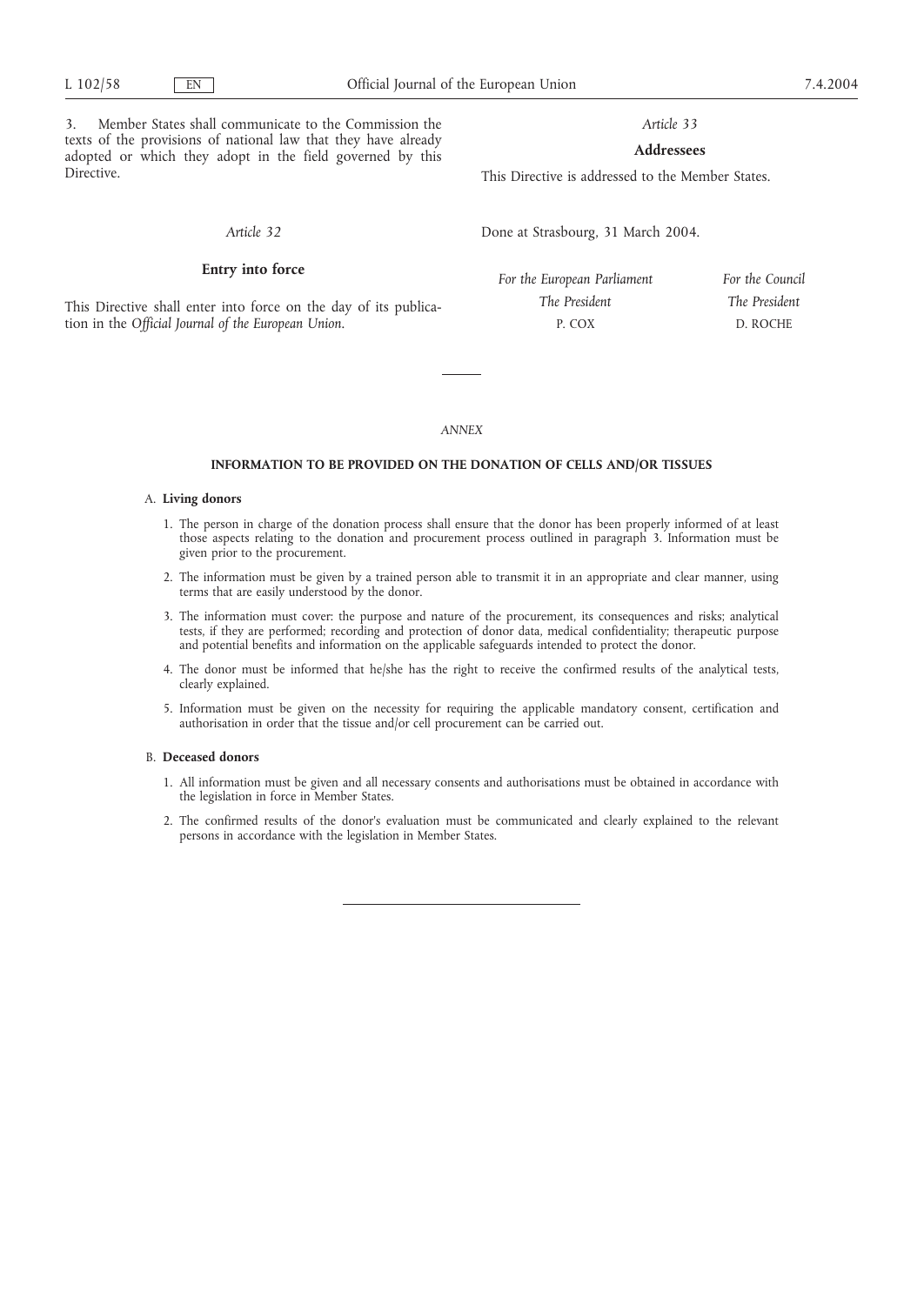3. Member States shall communicate to the Commission the texts of the provisions of national law that they have already adopted or which they adopt in the field governed by this Directive.

*Article 32*

**Entry into force**

This Directive shall enter into force on the day of its publication in the *Official Journal of the European Union*.

*Article 33*

**Addressees**

This Directive is addressed to the Member States.

Done at Strasbourg, 31 March 2004.

| | |
|---|---|
| *For the European Parliament* | *For the Council* |
| *The President* | *The President* |
| P. COX | D. ROCHE |

*ANNEX*

**INFORMATION TO BE PROVIDED ON THE DONATION OF CELLS AND/OR TISSUES**

A. **Living donors**

1. The person in charge of the donation process shall ensure that the donor has been properly informed of at least those aspects relating to the donation and procurement process outlined in paragraph 3. Information must be given prior to the procurement.

2. The information must be given by a trained person able to transmit it in an appropriate and clear manner, using terms that are easily understood by the donor.

3. The information must cover: the purpose and nature of the procurement, its consequences and risks; analytical tests, if they are performed; recording and protection of donor data, medical confidentiality; therapeutic purpose and potential benefits and information on the applicable safeguards intended to protect the donor.

4. The donor must be informed that he/she has the right to receive the confirmed results of the analytical tests, clearly explained.

5. Information must be given on the necessity for requiring the applicable mandatory consent, certification and authorisation in order that the tissue and/or cell procurement can be carried out.

B. **Deceased donors**

1. All information must be given and all necessary consents and authorisations must be obtained in accordance with the legislation in force in Member States.

2. The confirmed results of the donor's evaluation must be communicated and clearly explained to the relevant persons in accordance with the legislation in Member States.